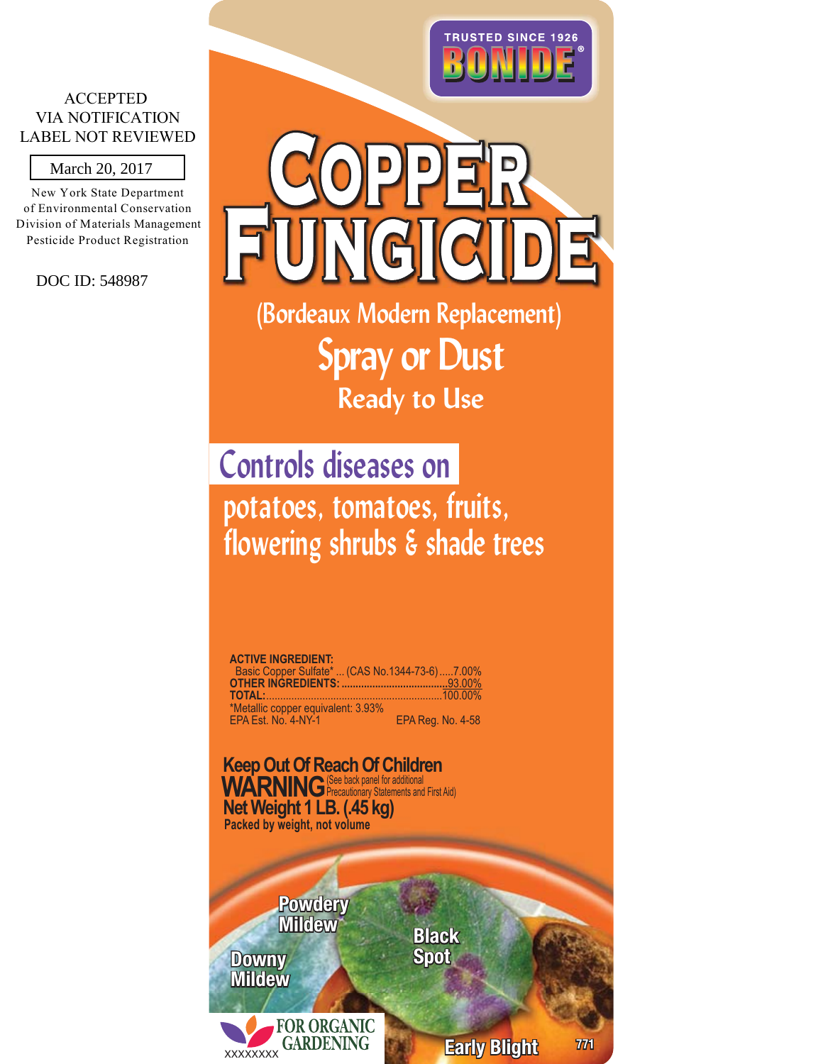ACCEPTED
VIA NOTIFICATION
LABEL NOT REVIEWED

March 20, 2017

New York State Department
of Environmental Conservation
Division of Materials Management
Pesticide Product Registration

DOC ID: 548987

TRUSTED SINCE 1926
BONIDE®

# COPPER FUNGICIDE

(Bordeaux Modern Replacement)

## Spray or Dust

### Ready to Use

Controls diseases on
potatoes, tomatoes, fruits,
flowering shrubs & shade trees

**ACTIVE INGREDIENT:**
Basic Copper Sulfate* ... (CAS No.1344-73-6).....7.00%
**OTHER INGREDIENTS:**......................................93.00%
**TOTAL:**..............................................................100.00%
*Metallic copper equivalent: 3.93%
EPA Est. No. 4-NY-1 EPA Reg. No. 4-58

**Keep Out Of Reach Of Children**
**WARNING** (See back panel for additional Precautionary Statements and First Aid)
**Net Weight 1 LB. (.45 kg)**
**Packed by weight, not volume**

Powdery Mildew

Downy Mildew

Black Spot

Early Blight

FOR ORGANIC GARDENING

XXXXXXXX

771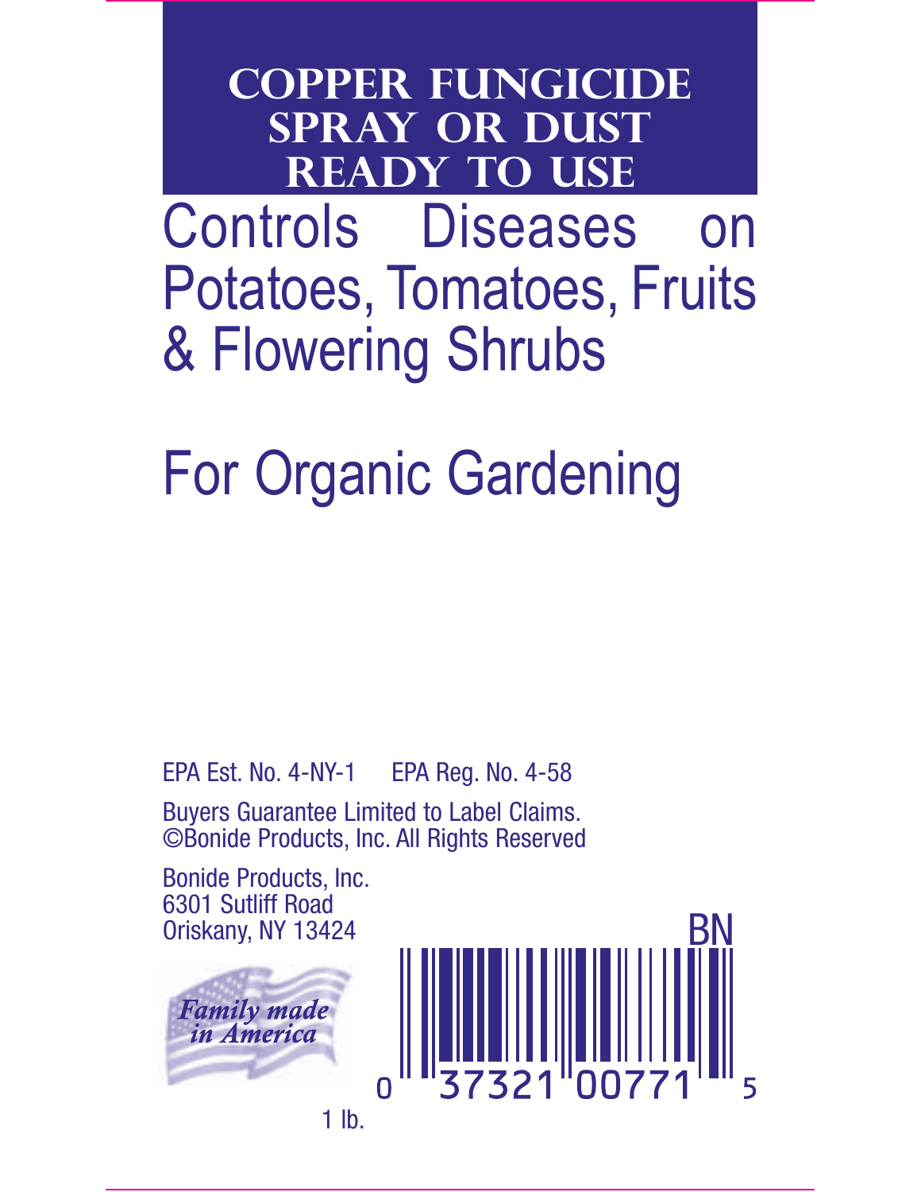# COPPER FUNGICIDE SPRAY OR DUST READY TO USE

## Controls Diseases on Potatoes, Tomatoes, Fruits & Flowering Shrubs

## For Organic Gardening

EPA Est. No. 4-NY-1 EPA Reg. No. 4-58

Buyers Guarantee Limited to Label Claims.
©Bonide Products, Inc. All Rights Reserved

Bonide Products, Inc.
6301 Sutliff Road
Oriskany, NY 13424

*Family made in America*

BN

0 37321 00771 5

1 lb.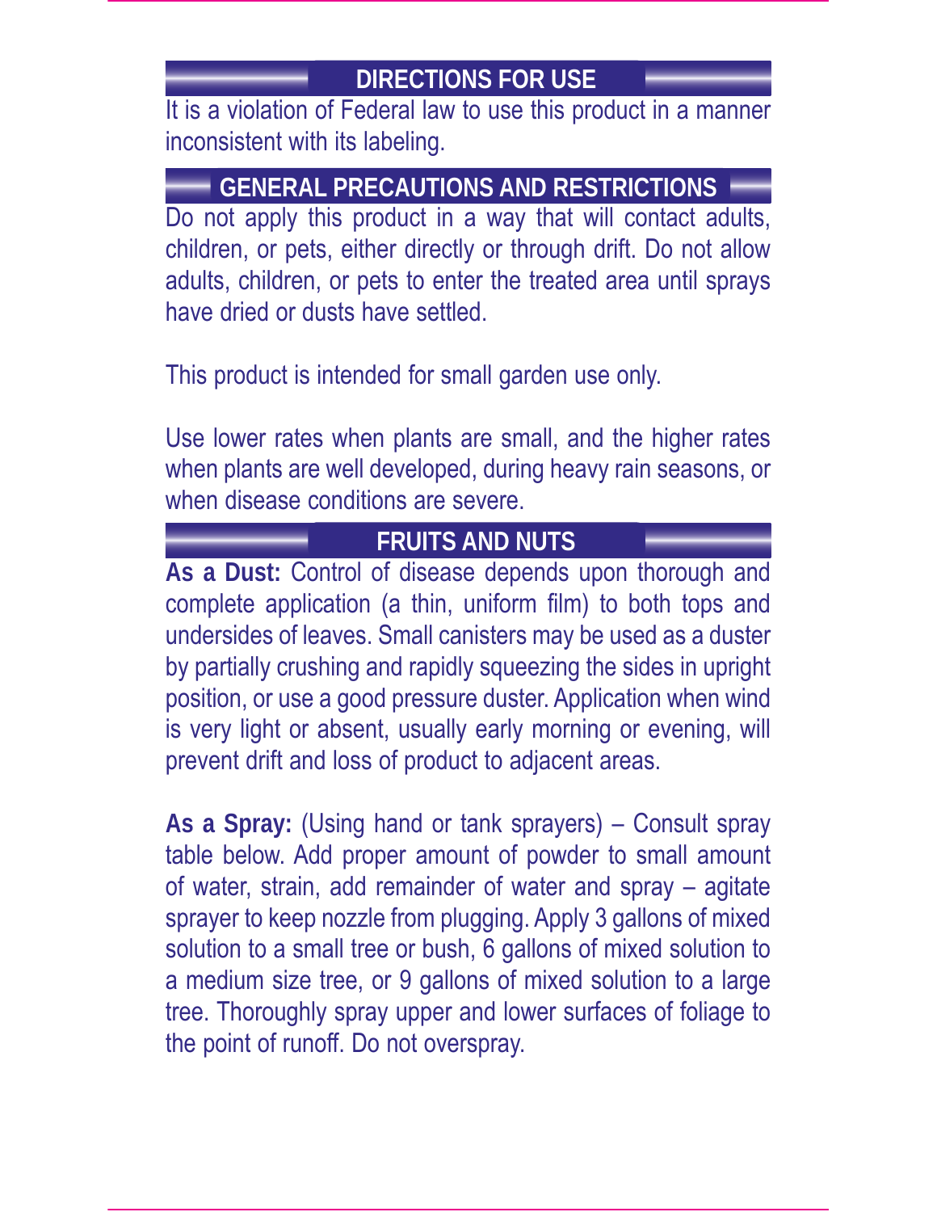## DIRECTIONS FOR USE

It is a violation of Federal law to use this product in a manner inconsistent with its labeling.

## GENERAL PRECAUTIONS AND RESTRICTIONS

Do not apply this product in a way that will contact adults, children, or pets, either directly or through drift. Do not allow adults, children, or pets to enter the treated area until sprays have dried or dusts have settled.

This product is intended for small garden use only.

Use lower rates when plants are small, and the higher rates when plants are well developed, during heavy rain seasons, or when disease conditions are severe.

## FRUITS AND NUTS

**As a Dust:** Control of disease depends upon thorough and complete application (a thin, uniform film) to both tops and undersides of leaves. Small canisters may be used as a duster by partially crushing and rapidly squeezing the sides in upright position, or use a good pressure duster. Application when wind is very light or absent, usually early morning or evening, will prevent drift and loss of product to adjacent areas.

**As a Spray:** (Using hand or tank sprayers) – Consult spray table below. Add proper amount of powder to small amount of water, strain, add remainder of water and spray – agitate sprayer to keep nozzle from plugging. Apply 3 gallons of mixed solution to a small tree or bush, 6 gallons of mixed solution to a medium size tree, or 9 gallons of mixed solution to a large tree. Thoroughly spray upper and lower surfaces of foliage to the point of runoff. Do not overspray.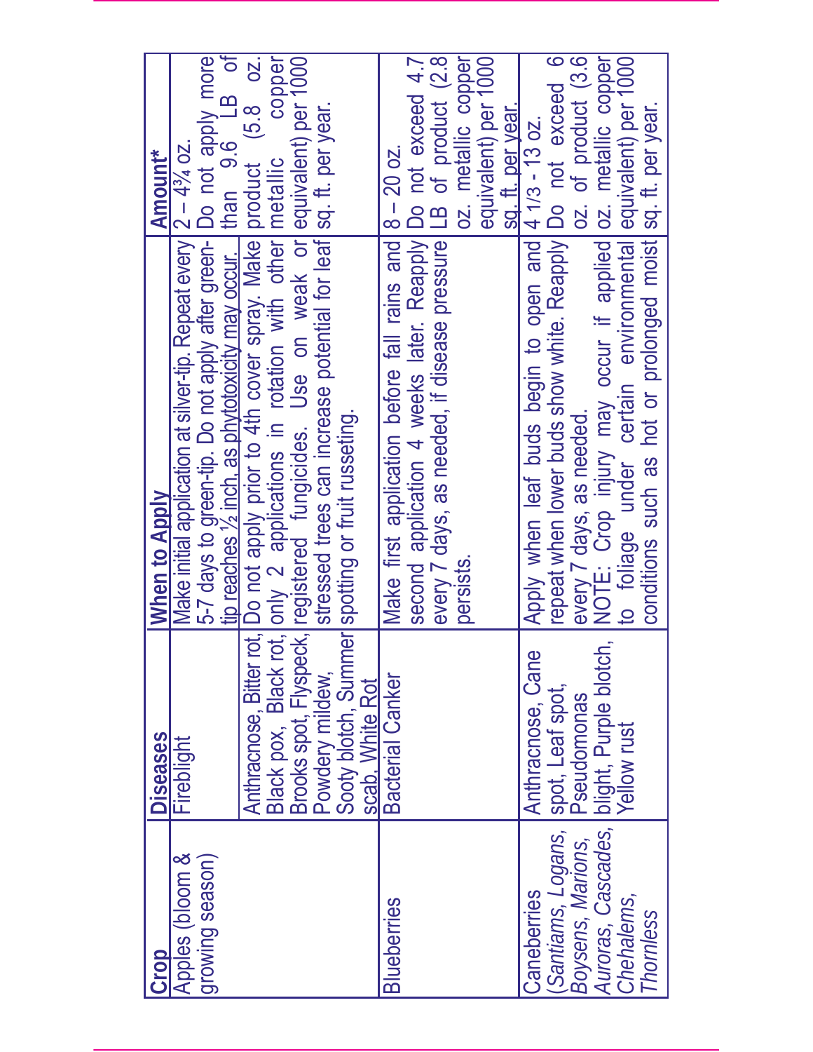| Crop | Diseases | When to Apply | Amount* |
|---|---|---|---|
| Apples (bloom & growing season) | Fireblight | Make initial application at silver-tip. Repeat every 5-7 days to green-tip. Do not apply after green-tip reaches ½ inch, as phytotoxicity may occur. | 2 – 4¾ oz. Do not apply more than 9.6 LB of product (5.8 oz. metallic copper equivalent) per 1000 sq. ft. per year. |
| | Anthracnose, Bitter rot, Black pox, Black rot, Brooks spot, Flyspeck, Powdery mildew, Sooty blotch, Summer scab, White Rot | Do not apply prior to 4th cover spray. Make only 2 applications in rotation with other registered fungicides. Use on weak or stressed trees can increase potential for leaf spotting or fruit russeting. | |
| Blueberries | Bacterial Canker | Make first application before fall rains and second application 4 weeks later. Reapply every 7 days, as needed, if disease pressure persists. | 8 – 20 oz. Do not exceed 4.7 LB of product (2.8 oz. metallic copper equivalent) per 1000 sq. ft. per year. |
| Caneberries (*Santiams, Logans, Boysens, Marions, Auroras, Cascades, Chehalems, Thornless*) | Anthracnose, Cane spot, Leaf spot, Pseudomonas blight, Purple blotch, Yellow rust | Apply when leaf buds begin to open and repeat when lower buds show white. Reapply every 7 days, as needed. NOTE: Crop injury may occur if applied to foliage under certain environmental conditions such as hot or prolonged moist | 4 1/3 - 13 oz. Do not exceed 6 oz. of product (3.6 oz. metallic copper equivalent) per 1000 sq. ft. per year. |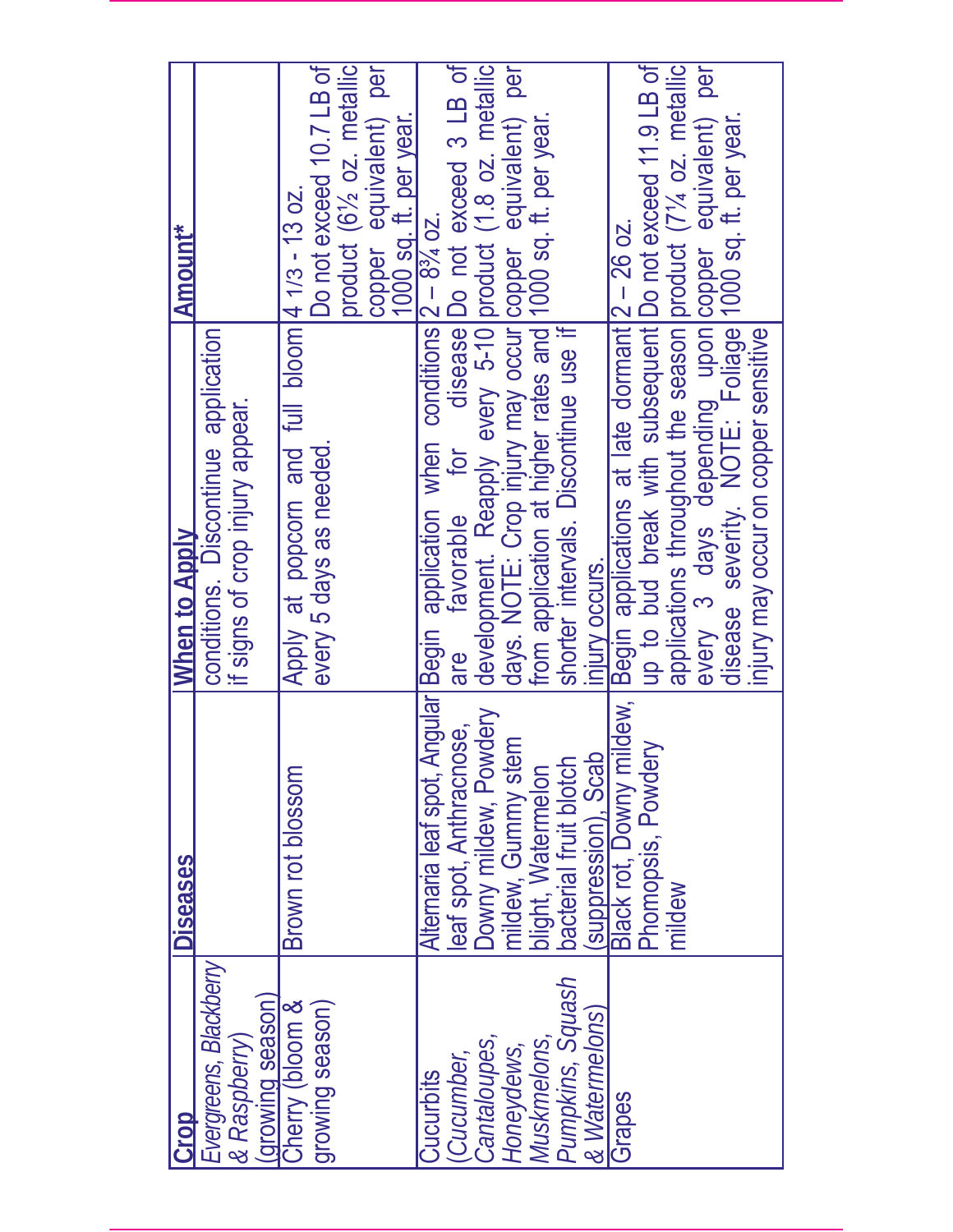| Crop | Diseases | When to Apply | Amount* |
|---|---|---|---|
| *Evergreens, Blackberry & Raspberry)* (growing season) | | conditions. Discontinue application if signs of crop injury appear. | |
| Cherry (bloom & growing season) | Brown rot blossom | Apply at popcorn and full bloom every 5 days as needed. | 4 1/3 - 13 oz. Do not exceed 10.7 LB of product (6½ oz. metallic copper equivalent) per 1000 sq. ft. per year. |
| Cucurbits (*Cucumber, Cantaloupes, Honeydews, Muskmelons, Pumpkins, Squash & Watermelons*) | Alternaria leaf spot, Angular leaf spot, Anthracnose, Downy mildew, Powdery mildew, Gummy stem blight, Watermelon bacterial fruit blotch (suppression), Scab | Begin application when conditions are favorable for disease development. Reapply every 5-10 days. NOTE: Crop injury may occur from application at higher rates and shorter intervals. Discontinue use if injury occurs. | 2 – 8¾ oz. Do not exceed 3 LB of product (1.8 oz. metallic copper equivalent) per 1000 sq. ft. per year. |
| Grapes | Black rot, Downy mildew, Phomopsis, Powdery mildew | Begin applications at late dormant up to bud break with subsequent applications throughout the season every 3 days depending upon disease severity. NOTE: Foliage injury may occur on copper sensitive | 2 – 26 oz. Do not exceed 11.9 LB of product (7¼ oz. metallic copper equivalent) per 1000 sq. ft. per year. |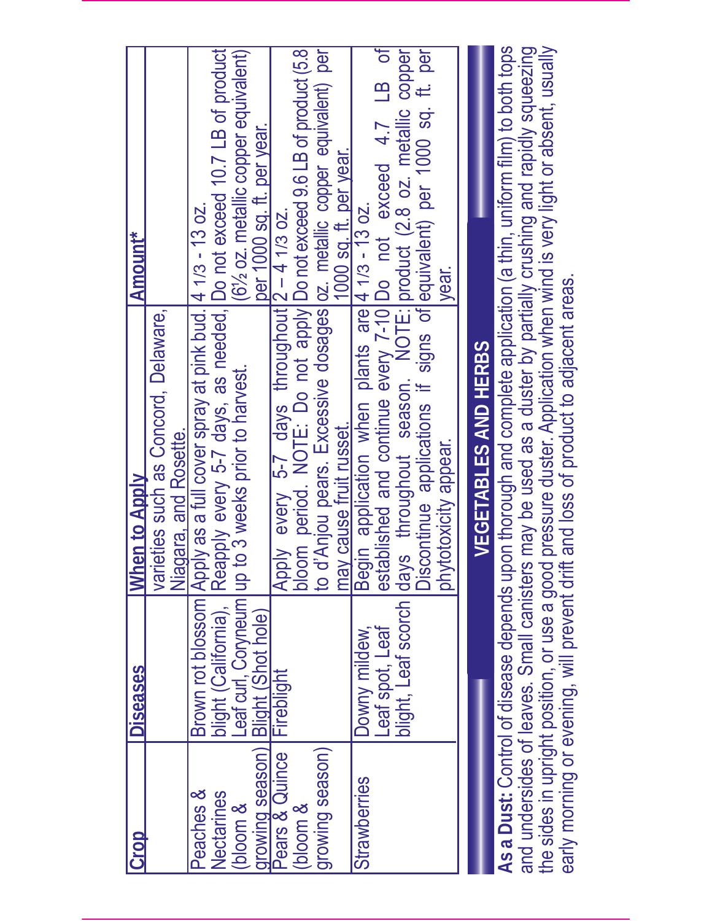| Crop | Diseases | When to Apply | Amount* |
|---|---|---|---|
| | | varieties such as Concord, Delaware, Niagara, and Rosette. | |
| Peaches & Nectarines (bloom & growing season) | Brown rot blossom blight (California), Leaf curl, Coryneum Blight (Shot hole) | Apply as a full cover spray at pink bud. Reapply every 5-7 days, as needed, up to 3 weeks prior to harvest. | 4 1/3 - 13 oz. Do not exceed 10.7 LB of product (6½ oz. metallic copper equivalent) per 1000 sq. ft. per year. |
| Pears & Quince (bloom & growing season) | Fireblight | Apply every 5-7 days throughout bloom period. NOTE: Do not apply to d'Anjou pears. Excessive dosages may cause fruit russet. | 2 – 4 1/3 oz. Do not exceed 9.6 LB of product (5.8 oz. metallic copper equivalent) per 1000 sq. ft. per year. |
| Strawberries | Downy mildew, Leaf spot, Leaf blight, Leaf scorch | Begin application when plants are established and continue every 7-10 days throughout season. NOTE: Discontinue applications if signs of phytotoxicity appear. | 4 1/3 - 13 oz. Do not exceed 4.7 LB of product (2.8 oz. metallic copper equivalent) per 1000 sq. ft. per year. |

## VEGETABLES AND HERBS

**As a Dust:** Control of disease depends upon thorough and complete application (a thin, uniform film) to both tops and undersides of leaves. Small canisters may be used as a duster by partially crushing and rapidly squeezing the sides in upright position, or use a good pressure duster. Application when wind is very light or absent, usually early morning or evening, will prevent drift and loss of product to adjacent areas.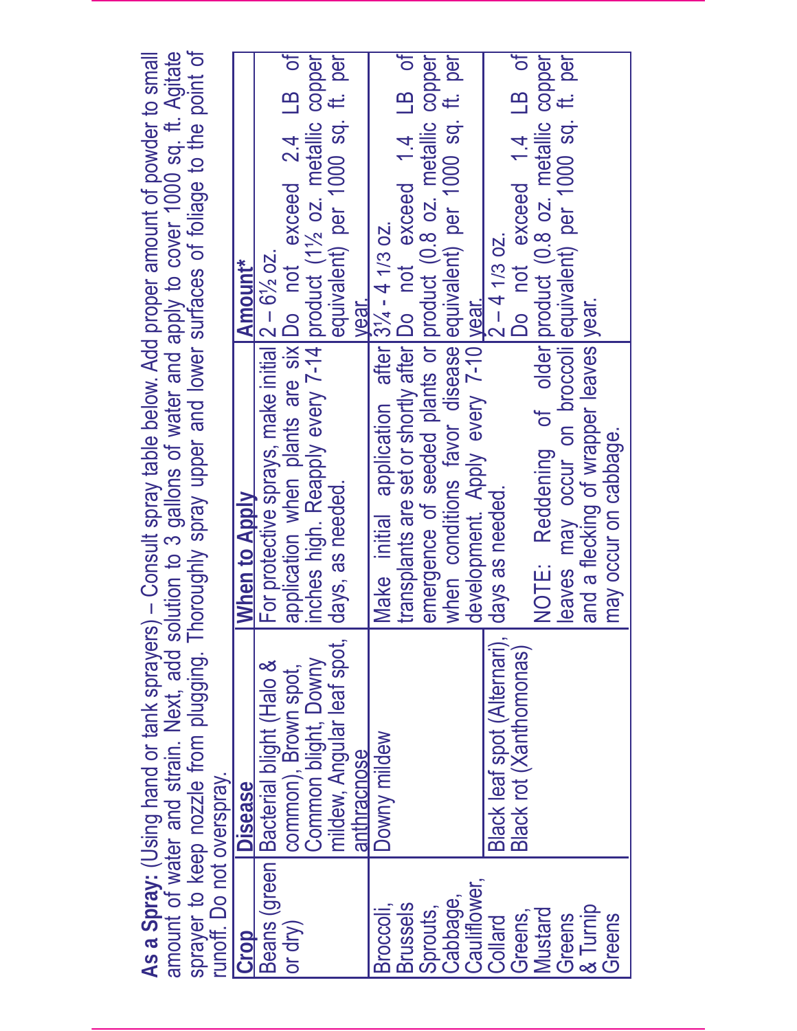**As a Spray:** (Using hand or tank sprayers) – Consult spray table below. Add proper amount of powder to small amount of water and strain. Next, add solution to 3 gallons of water and apply to cover 1000 sq. ft. Agitate sprayer to keep nozzle from plugging. Thoroughly spray upper and lower surfaces of foliage to the point of runoff. Do not overspray.

| Crop | Disease | When to Apply | Amount* |
|---|---|---|---|
| Beans (green or dry) | Bacterial blight (Halo & common), Brown spot, Common blight, Downy mildew, Angular leaf spot, anthracnose | For protective sprays, make initial application when plants are six inches high. Reapply every 7-14 days, as needed. | 2 – 6½ oz.<br>Do not exceed 2.4 LB of product (1½ oz. metallic copper equivalent) per 1000 sq. ft. per year. |
| Broccoli, Brussels Sprouts, Cabbage, Cauliflower, Collard Greens, Mustard Greens & Turnip Greens | Downy mildew | Make initial application after transplants are set or shortly after emergence of seeded plants or when conditions favor disease development. Apply every 7-10 days as needed. | 3¼ - 4 1/3 oz.<br>Do not exceed 1.4 LB of product (0.8 oz. metallic copper equivalent) per 1000 sq. ft. per year. |
| | Black leaf spot (Alternari), Black rot (Xanthomonas) | NOTE: Reddening of older leaves may occur on broccoli and a flecking of wrapper leaves may occur on cabbage. | 2 – 4 1/3 oz.<br>Do not exceed 1.4 LB of product (0.8 oz. metallic copper equivalent) per 1000 sq. ft. per year. |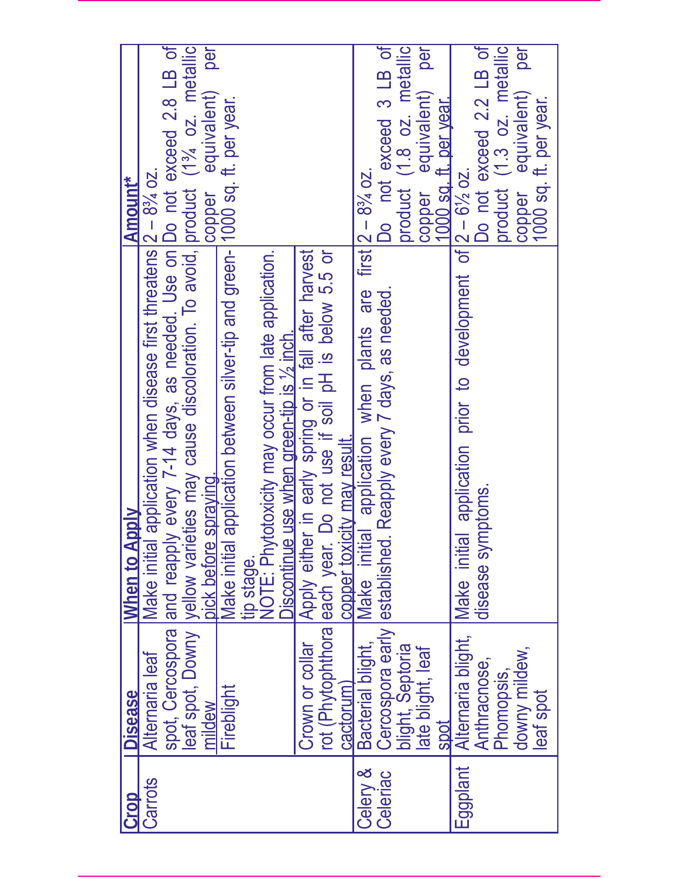| Crop | Disease | When to Apply | Amount* |
|---|---|---|---|
| Carrots | Alternaria leaf spot, Cercospora leaf spot, Downy mildew | Make initial application when disease first threatens and reapply every 7-14 days, as needed. Use on yellow varieties may cause discoloration. To avoid, pick before spraying. | 2 – 8¾ oz. Do not exceed 2.8 LB of product (1¾ oz. metallic copper equivalent) per 1000 sq. ft. per year. |
| | Fireblight | Make initial application between silver-tip and green-tip stage. NOTE: Phytotoxicity may occur from late application. Discontinue use when green-tip is ½ inch. | |
| | Crown or collar rot (Phytophthora cactorum) | Apply either in early spring or in fall after harvest each year. Do not use if soil pH is below 5.5 or copper toxicity may result. | |
| Celery & Celeriac | Bacterial blight, Cercospora early blight, Septoria late blight, leaf spot | Make initial application when plants are first established. Reapply every 7 days, as needed. | 2 – 8¾ oz. Do not exceed 3 LB of product (1.8 oz. metallic copper equivalent) per 1000 sq. ft. per year. |
| Eggplant | Alternaria blight, Anthracnose, Phomopsis, downy mildew, leaf spot | Make initial application prior to development of disease symptoms. | 2 – 6½ oz. Do not exceed 2.2 LB of product (1.3 oz. metallic copper equivalent) per 1000 sq. ft. per year. |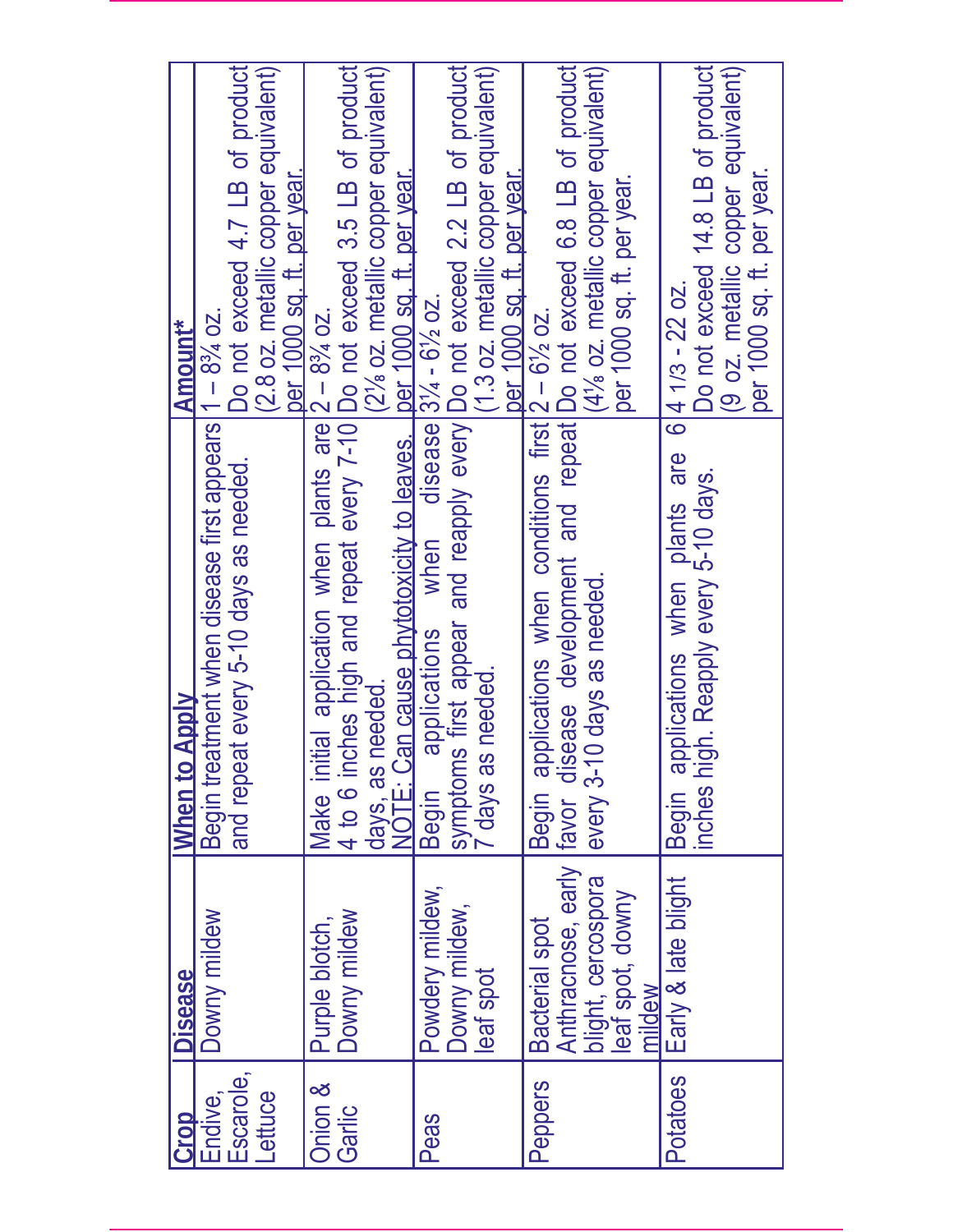| Crop | Disease | When to Apply | Amount* |
|---|---|---|---|
| Endive, Escarole, Lettuce | Downy mildew | Begin treatment when disease first appears and repeat every 5-10 days as needed. | 1 – 8¾ oz. Do not exceed 4.7 LB of product (2.8 oz. metallic copper equivalent) per 1000 sq. ft. per year. |
| Onion & Garlic | Purple blotch, Downy mildew | Make initial application when plants are 4 to 6 inches high and repeat every 7-10 days, as needed. NOTE: Can cause phytotoxicity to leaves. | 2 – 8¾ oz. Do not exceed 3.5 LB of product (2⅛ oz. metallic copper equivalent) per 1000 sq. ft. per year. |
| Peas | Powdery mildew, Downy mildew, leaf spot | Begin applications when disease symptoms first appear and reapply every 7 days as needed. | 3¼ - 6½ oz. Do not exceed 2.2 LB of product (1.3 oz. metallic copper equivalent) per 1000 sq. ft. per year. |
| Peppers | Bacterial spot Anthracnose, early blight, cercospora leaf spot, downy mildew | Begin applications when conditions first favor disease development and repeat every 3-10 days as needed. | 2 – 6½ oz. Do not exceed 6.8 LB of product (4⅛ oz. metallic copper equivalent) per 1000 sq. ft. per year. |
| Potatoes | Early & late blight | Begin applications when plants are 6 inches high. Reapply every 5-10 days. | 4 1/3 - 22 oz. Do not exceed 14.8 LB of product (9 oz. metallic copper equivalent) per 1000 sq. ft. per year. |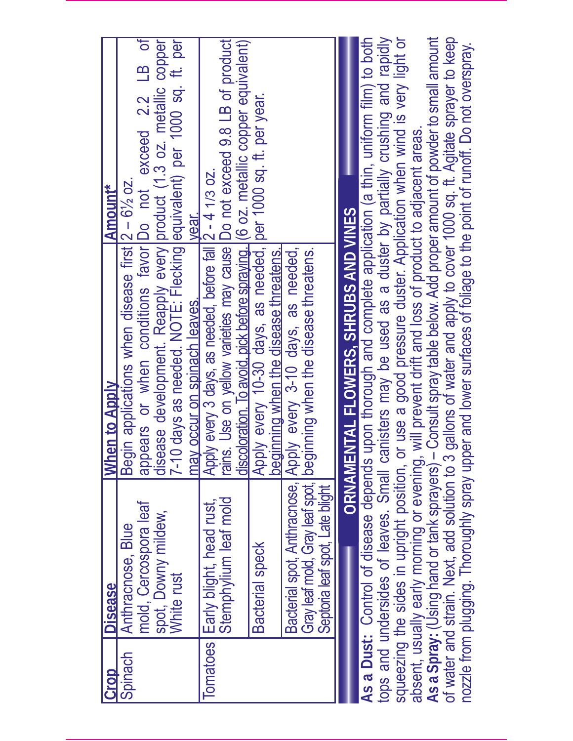| Crop | Disease | When to Apply | Amount* |
|---|---|---|---|
| Spinach | Anthracnose, Blue mold, Cercospora leaf spot, Downy mildew, White rust | Begin applications when disease first appears or when conditions favor disease development. Reapply every 7-10 days as needed. NOTE: Flecking may occur on spinach leaves. | 2 – 6½ oz. Do not exceed 2.2 LB of product (1.3 oz. metallic copper equivalent) per 1000 sq. ft. per year. |
| Tomatoes | Early blight, head rust, Stemphylium leaf mold | Apply every 3 days, as needed, before fall rains. Use on yellow varieties may cause discoloration. To avoid, pick before spraying. | 2 - 4 1/3 oz. Do not exceed 9.8 LB of product (6 oz. metallic copper equivalent) per 1000 sq. ft. per year. |
| | Bacterial speck | Apply every 10-30 days, as needed, beginning when the disease threatens. | |
| | Bacterial spot, Anthracnose, Gray leaf mold, Gray leaf spot, Septoria leaf spot, Late blight | Apply every 3-10 days, as needed, beginning when the disease threatens. | |

## ORNAMENTAL FLOWERS, SHRUBS AND VINES

**As a Dust:** Control of disease depends upon thorough and complete application (a thin, uniform film) to both tops and undersides of leaves. Small canisters may be used as a duster by partially crushing and rapidly squeezing the sides in upright position, or use a good pressure duster. Application when wind is very light or absent, usually early morning or evening, will prevent drift and loss of product to adjacent areas.

**As a Spray:** (Using hand or tank sprayers) – Consult spray table below. Add proper amount of powder to small amount of water and strain. Next, add solution to 3 gallons of water and apply to cover 1000 sq. ft. Agitate sprayer to keep nozzle from plugging. Thoroughly spray upper and lower surfaces of foliage to the point of runoff. Do not overspray.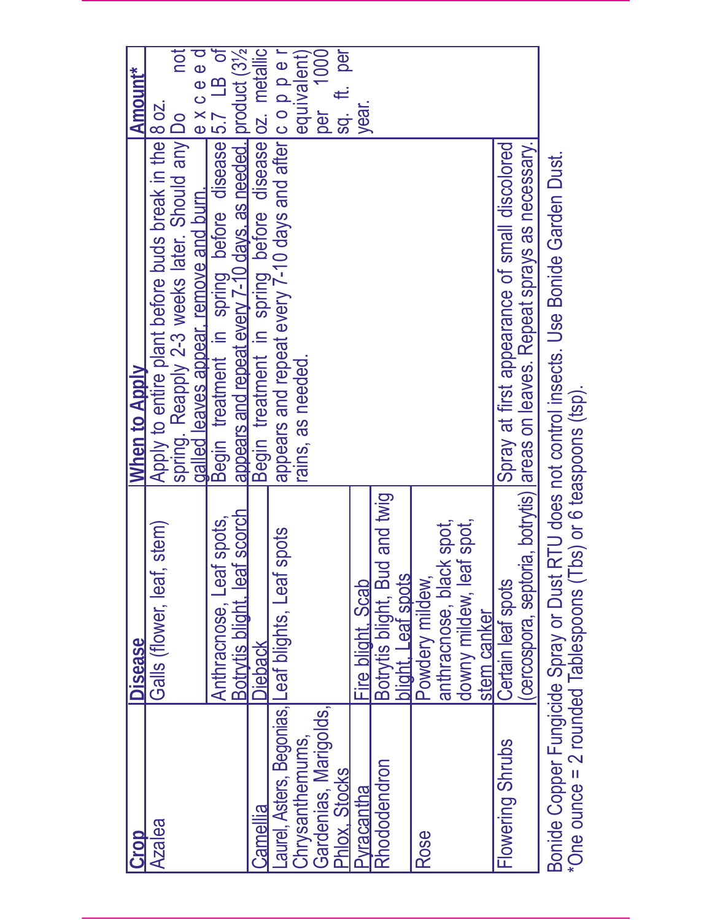| Crop | Disease | When to Apply | Amount* |
| --- | --- | --- | --- |
| Azalea | Galls (flower, leaf, stem) | Apply to entire plant before buds break in the spring. Reapply 2-3 weeks later. Should any galled leaves appear, remove and burn. | 8 oz. Do not exceed 5.7 LB of product (3½ oz. metallic copper equivalent) per 1000 sq. ft. per year. |
| | Anthracnose, Leaf spots, Botrytis blight, leaf scorch | Begin treatment in spring before disease appears and repeat every 7-10 days, as needed. | |
| Camellia | Dieback | Begin treatment in spring before disease appears and repeat every 7-10 days and after rains, as needed. | |
| Laurel, Asters, Begonias, Chrysanthemums, Gardenias, Marigolds, Phlox, Stocks | Leaf blights, Leaf spots | | |
| Pyracantha | Fire blight, Scab | | |
| Rhododendron | Botrytis blight, Bud and twig blight, Leaf spots | | |
| Rose | Powdery mildew, anthracnose, black spot, downy mildew, leaf spot, stem canker | | |
| Flowering Shrubs | Certain leaf spots (cercospora, septoria, botrytis) | Spray at first appearance of small discolored areas on leaves. Repeat sprays as necessary. | |

Bonide Copper Fungicide Spray or Dust RTU does not control insects. Use Bonide Garden Dust.

*One ounce = 2 rounded Tablespoons (Tbs) or 6 teaspoons (tsp).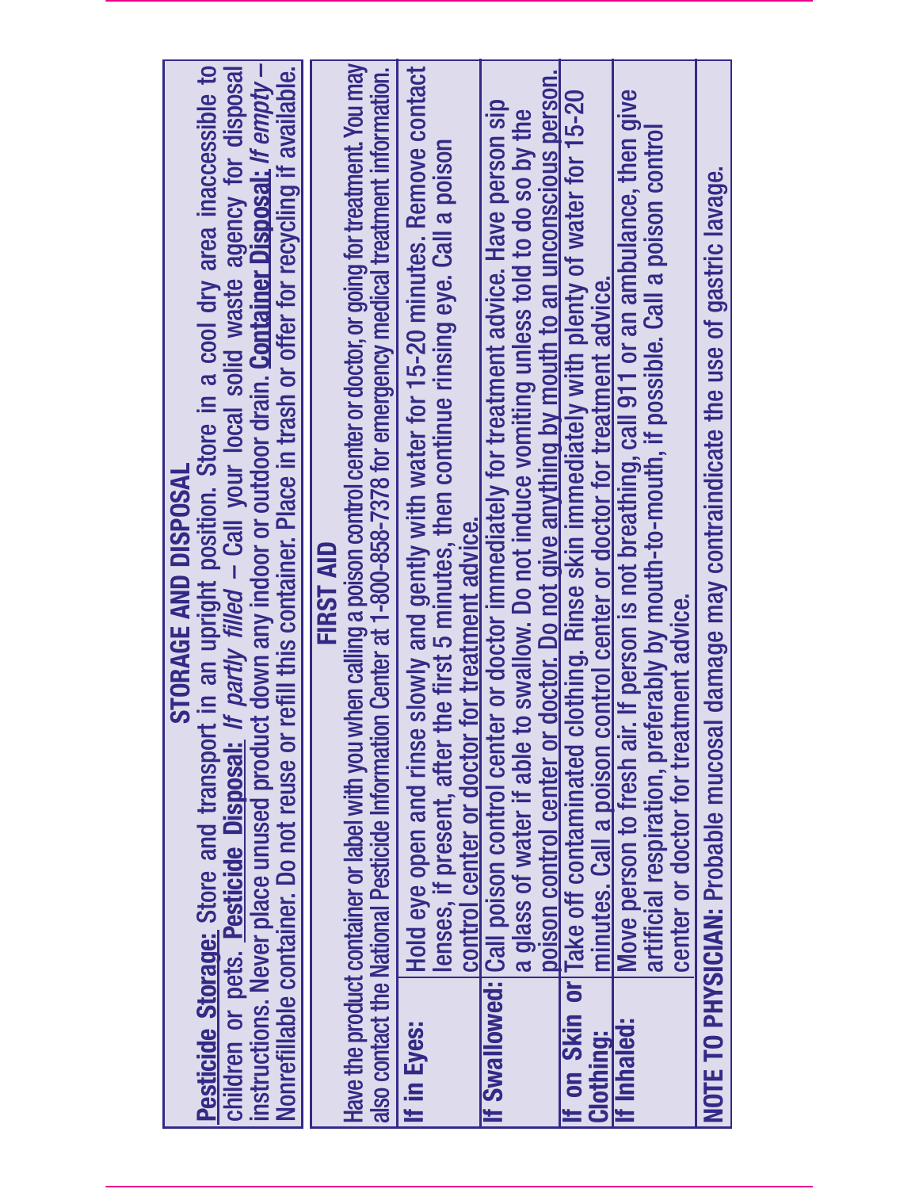## STORAGE AND DISPOSAL

**Pesticide Storage:** Store and transport in an upright position. Store in a cool dry area inaccessible to children or pets. **Pesticide Disposal:** *If partly filled* – Call your local solid waste agency for disposal instructions. Never place unused product down any indoor or outdoor drain. **Container Disposal:** *If empty* – Nonrefillable container. Do not reuse or refill this container. Place in trash or offer for recycling if available.

## FIRST AID

Have the product container or label with you when calling a poison control center or doctor, or going for treatment. You may also contact the National Pesticide Information Center at 1-800-858-7378 for emergency medical treatment information.

| | |
|---|---|
| **If in Eyes:** | Hold eye open and rinse slowly and gently with water for 15-20 minutes. Remove contact lenses, if present, after the first 5 minutes, then continue rinsing eye. Call a poison control center or doctor for treatment advice. |
| **If Swallowed:** | Call poison control center or doctor immediately for treatment advice. Have person sip a glass of water if able to swallow. Do not induce vomiting unless told to do so by the poison control center or doctor. Do not give anything by mouth to an unconscious person. |
| **If on Skin or Clothing:** | Take off contaminated clothing. Rinse skin immediately with plenty of water for 15-20 minutes. Call a poison control center or doctor for treatment advice. |
| **If Inhaled:** | Move person to fresh air. If person is not breathing, call 911 or an ambulance, then give artificial respiration, preferably by mouth-to-mouth, if possible. Call a poison control center or doctor for treatment advice. |

**NOTE TO PHYSICIAN:** Probable mucosal damage may contraindicate the use of gastric lavage.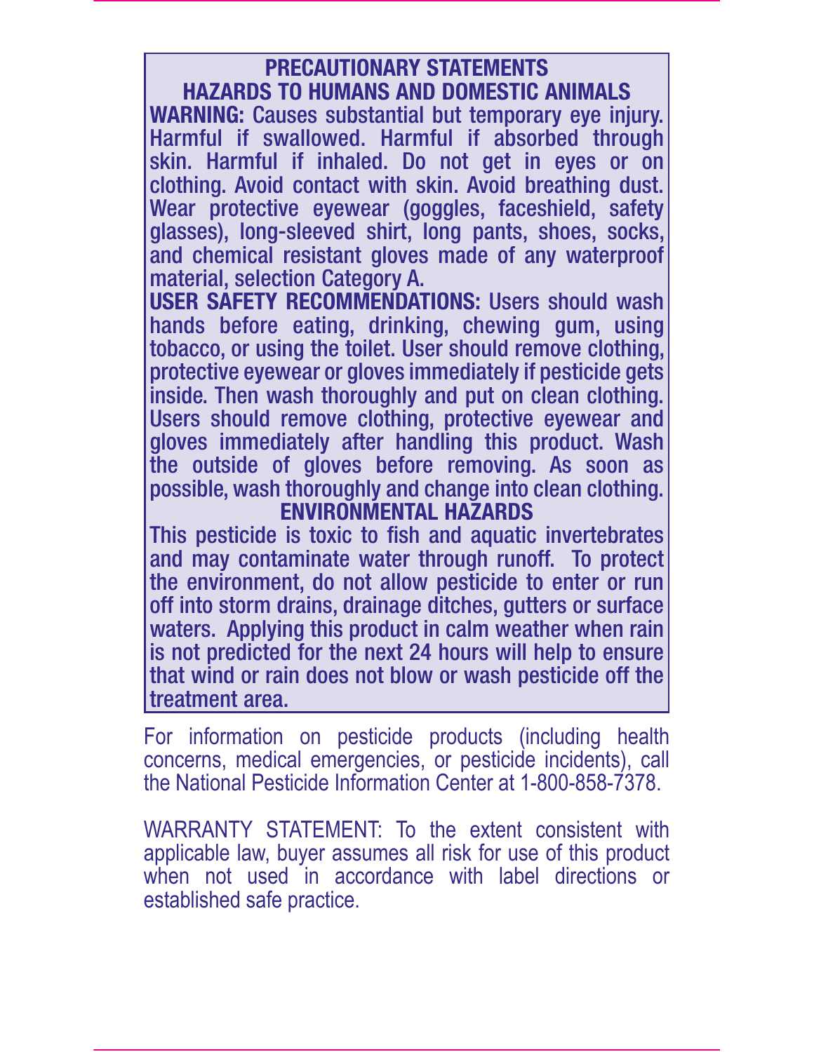## PRECAUTIONARY STATEMENTS

### HAZARDS TO HUMANS AND DOMESTIC ANIMALS

**WARNING:** Causes substantial but temporary eye injury. Harmful if swallowed. Harmful if absorbed through skin. Harmful if inhaled. Do not get in eyes or on clothing. Avoid contact with skin. Avoid breathing dust. Wear protective eyewear (goggles, faceshield, safety glasses), long-sleeved shirt, long pants, shoes, socks, and chemical resistant gloves made of any waterproof material, selection Category A.

**USER SAFETY RECOMMENDATIONS:** Users should wash hands before eating, drinking, chewing gum, using tobacco, or using the toilet. User should remove clothing, protective eyewear or gloves immediately if pesticide gets inside. Then wash thoroughly and put on clean clothing. Users should remove clothing, protective eyewear and gloves immediately after handling this product. Wash the outside of gloves before removing. As soon as possible, wash thoroughly and change into clean clothing.

### ENVIRONMENTAL HAZARDS

This pesticide is toxic to fish and aquatic invertebrates and may contaminate water through runoff. To protect the environment, do not allow pesticide to enter or run off into storm drains, drainage ditches, gutters or surface waters. Applying this product in calm weather when rain is not predicted for the next 24 hours will help to ensure that wind or rain does not blow or wash pesticide off the treatment area.

For information on pesticide products (including health concerns, medical emergencies, or pesticide incidents), call the National Pesticide Information Center at 1-800-858-7378.

WARRANTY STATEMENT: To the extent consistent with applicable law, buyer assumes all risk for use of this product when not used in accordance with label directions or established safe practice.